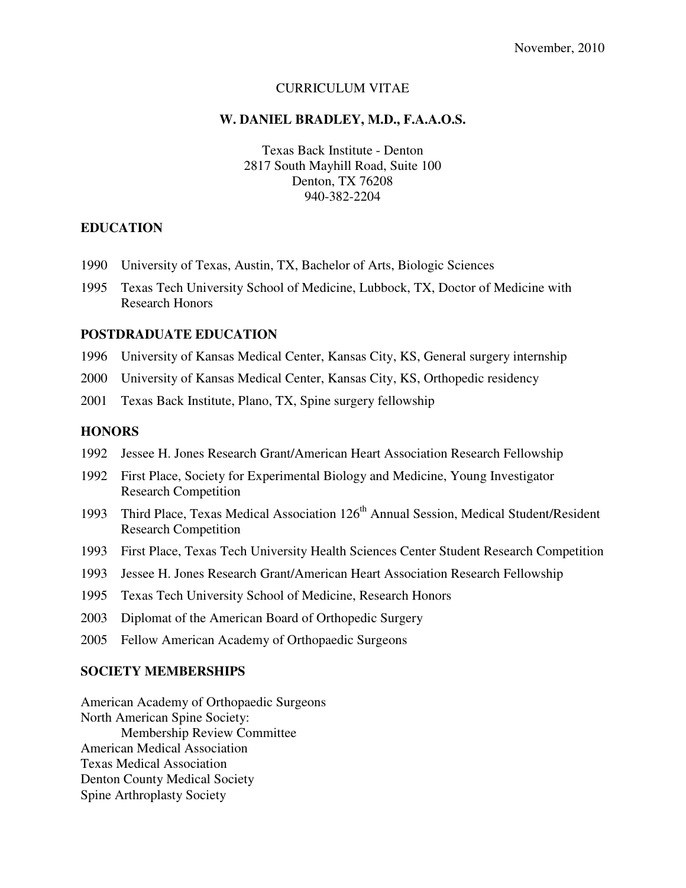November, 2010

CURRICULUM VITAE

# W. DANIEL BRADLEY, M.D., F.A.A.O.S.

Texas Back Institute - Denton
2817 South Mayhill Road, Suite 100
Denton, TX 76208
940-382-2204

## EDUCATION

1990 University of Texas, Austin, TX, Bachelor of Arts, Biologic Sciences

1995 Texas Tech University School of Medicine, Lubbock, TX, Doctor of Medicine with Research Honors

## POSTDRADUATE EDUCATION

1996 University of Kansas Medical Center, Kansas City, KS, General surgery internship

2000 University of Kansas Medical Center, Kansas City, KS, Orthopedic residency

2001 Texas Back Institute, Plano, TX, Spine surgery fellowship

## HONORS

1992 Jessee H. Jones Research Grant/American Heart Association Research Fellowship

1992 First Place, Society for Experimental Biology and Medicine, Young Investigator Research Competition

1993 Third Place, Texas Medical Association 126th Annual Session, Medical Student/Resident Research Competition

1993 First Place, Texas Tech University Health Sciences Center Student Research Competition

1993 Jessee H. Jones Research Grant/American Heart Association Research Fellowship

1995 Texas Tech University School of Medicine, Research Honors

2003 Diplomat of the American Board of Orthopedic Surgery

2005 Fellow American Academy of Orthopaedic Surgeons

## SOCIETY MEMBERSHIPS

American Academy of Orthopaedic Surgeons
North American Spine Society:
- Membership Review Committee

American Medical Association
Texas Medical Association
Denton County Medical Society
Spine Arthroplasty Society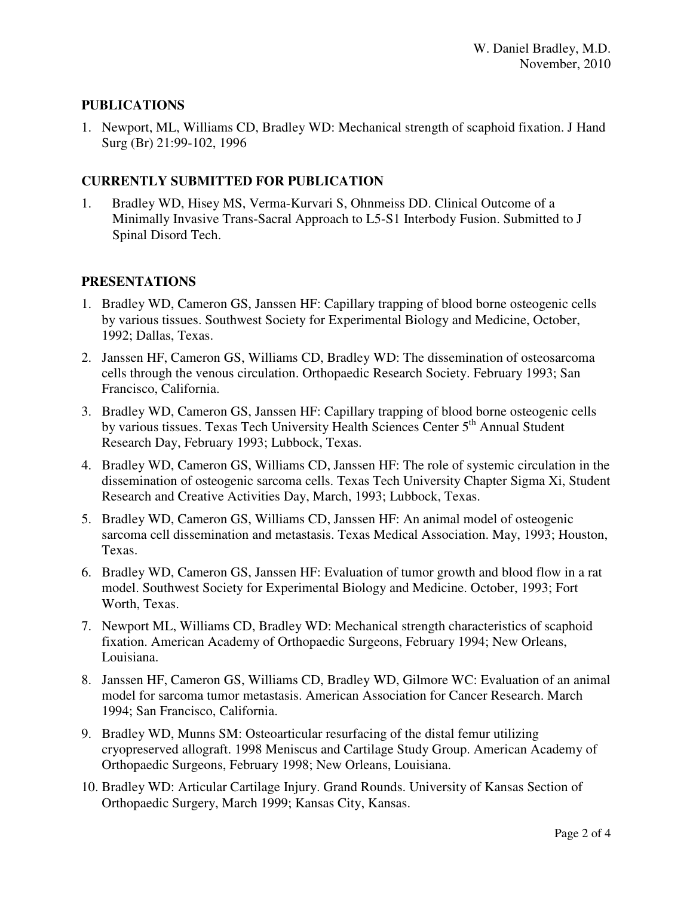## PUBLICATIONS

1. Newport, ML, Williams CD, Bradley WD: Mechanical strength of scaphoid fixation. J Hand Surg (Br) 21:99-102, 1996

## CURRENTLY SUBMITTED FOR PUBLICATION

1. Bradley WD, Hisey MS, Verma-Kurvari S, Ohnmeiss DD. Clinical Outcome of a Minimally Invasive Trans-Sacral Approach to L5-S1 Interbody Fusion. Submitted to J Spinal Disord Tech.

## PRESENTATIONS

1. Bradley WD, Cameron GS, Janssen HF: Capillary trapping of blood borne osteogenic cells by various tissues. Southwest Society for Experimental Biology and Medicine, October, 1992; Dallas, Texas.
2. Janssen HF, Cameron GS, Williams CD, Bradley WD: The dissemination of osteosarcoma cells through the venous circulation. Orthopaedic Research Society. February 1993; San Francisco, California.
3. Bradley WD, Cameron GS, Janssen HF: Capillary trapping of blood borne osteogenic cells by various tissues. Texas Tech University Health Sciences Center 5th Annual Student Research Day, February 1993; Lubbock, Texas.
4. Bradley WD, Cameron GS, Williams CD, Janssen HF: The role of systemic circulation in the dissemination of osteogenic sarcoma cells. Texas Tech University Chapter Sigma Xi, Student Research and Creative Activities Day, March, 1993; Lubbock, Texas.
5. Bradley WD, Cameron GS, Williams CD, Janssen HF: An animal model of osteogenic sarcoma cell dissemination and metastasis. Texas Medical Association. May, 1993; Houston, Texas.
6. Bradley WD, Cameron GS, Janssen HF: Evaluation of tumor growth and blood flow in a rat model. Southwest Society for Experimental Biology and Medicine. October, 1993; Fort Worth, Texas.
7. Newport ML, Williams CD, Bradley WD: Mechanical strength characteristics of scaphoid fixation. American Academy of Orthopaedic Surgeons, February 1994; New Orleans, Louisiana.
8. Janssen HF, Cameron GS, Williams CD, Bradley WD, Gilmore WC: Evaluation of an animal model for sarcoma tumor metastasis. American Association for Cancer Research. March 1994; San Francisco, California.
9. Bradley WD, Munns SM: Osteoarticular resurfacing of the distal femur utilizing cryopreserved allograft. 1998 Meniscus and Cartilage Study Group. American Academy of Orthopaedic Surgeons, February 1998; New Orleans, Louisiana.
10. Bradley WD: Articular Cartilage Injury. Grand Rounds. University of Kansas Section of Orthopaedic Surgery, March 1999; Kansas City, Kansas.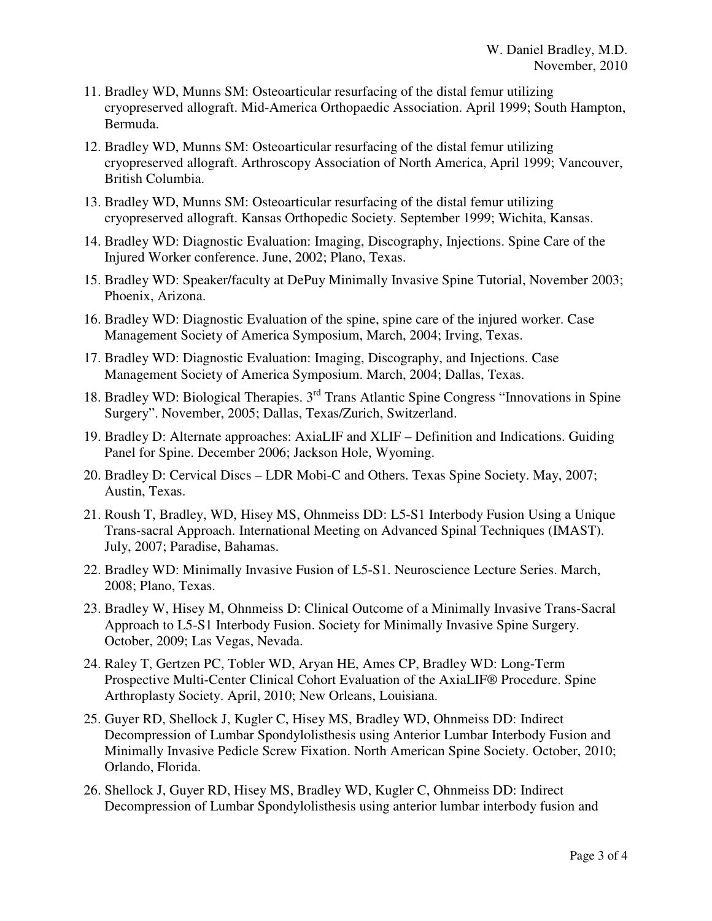11. Bradley WD, Munns SM: Osteoarticular resurfacing of the distal femur utilizing cryopreserved allograft. Mid-America Orthopaedic Association. April 1999; South Hampton, Bermuda.
12. Bradley WD, Munns SM: Osteoarticular resurfacing of the distal femur utilizing cryopreserved allograft. Arthroscopy Association of North America, April 1999; Vancouver, British Columbia.
13. Bradley WD, Munns SM: Osteoarticular resurfacing of the distal femur utilizing cryopreserved allograft. Kansas Orthopedic Society. September 1999; Wichita, Kansas.
14. Bradley WD: Diagnostic Evaluation: Imaging, Discography, Injections. Spine Care of the Injured Worker conference. June, 2002; Plano, Texas.
15. Bradley WD: Speaker/faculty at DePuy Minimally Invasive Spine Tutorial, November 2003; Phoenix, Arizona.
16. Bradley WD: Diagnostic Evaluation of the spine, spine care of the injured worker. Case Management Society of America Symposium, March, 2004; Irving, Texas.
17. Bradley WD: Diagnostic Evaluation: Imaging, Discography, and Injections. Case Management Society of America Symposium. March, 2004; Dallas, Texas.
18. Bradley WD: Biological Therapies. 3rd Trans Atlantic Spine Congress "Innovations in Spine Surgery". November, 2005; Dallas, Texas/Zurich, Switzerland.
19. Bradley D: Alternate approaches: AxiaLIF and XLIF – Definition and Indications. Guiding Panel for Spine. December 2006; Jackson Hole, Wyoming.
20. Bradley D: Cervical Discs – LDR Mobi-C and Others. Texas Spine Society. May, 2007; Austin, Texas.
21. Roush T, Bradley, WD, Hisey MS, Ohnmeiss DD: L5-S1 Interbody Fusion Using a Unique Trans-sacral Approach. International Meeting on Advanced Spinal Techniques (IMAST). July, 2007; Paradise, Bahamas.
22. Bradley WD: Minimally Invasive Fusion of L5-S1. Neuroscience Lecture Series. March, 2008; Plano, Texas.
23. Bradley W, Hisey M, Ohnmeiss D: Clinical Outcome of a Minimally Invasive Trans-Sacral Approach to L5-S1 Interbody Fusion. Society for Minimally Invasive Spine Surgery. October, 2009; Las Vegas, Nevada.
24. Raley T, Gertzen PC, Tobler WD, Aryan HE, Ames CP, Bradley WD: Long-Term Prospective Multi-Center Clinical Cohort Evaluation of the AxiaLIF® Procedure. Spine Arthroplasty Society. April, 2010; New Orleans, Louisiana.
25. Guyer RD, Shellock J, Kugler C, Hisey MS, Bradley WD, Ohnmeiss DD: Indirect Decompression of Lumbar Spondylolisthesis using Anterior Lumbar Interbody Fusion and Minimally Invasive Pedicle Screw Fixation. North American Spine Society. October, 2010; Orlando, Florida.
26. Shellock J, Guyer RD, Hisey MS, Bradley WD, Kugler C, Ohnmeiss DD: Indirect Decompression of Lumbar Spondylolisthesis using anterior lumbar interbody fusion and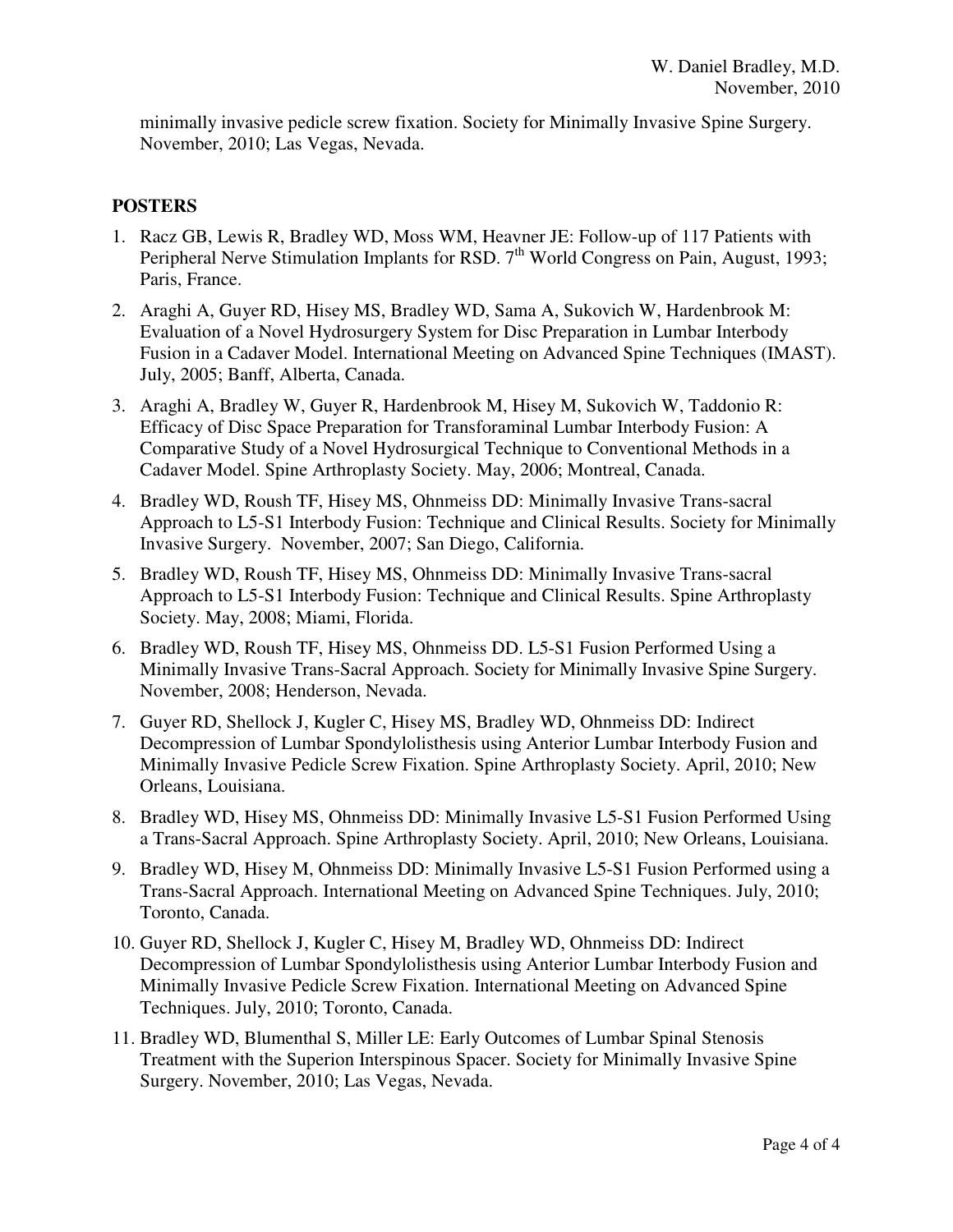minimally invasive pedicle screw fixation. Society for Minimally Invasive Spine Surgery. November, 2010; Las Vegas, Nevada.

## POSTERS

1. Racz GB, Lewis R, Bradley WD, Moss WM, Heavner JE: Follow-up of 117 Patients with Peripheral Nerve Stimulation Implants for RSD. 7th World Congress on Pain, August, 1993; Paris, France.
2. Araghi A, Guyer RD, Hisey MS, Bradley WD, Sama A, Sukovich W, Hardenbrook M: Evaluation of a Novel Hydrosurgery System for Disc Preparation in Lumbar Interbody Fusion in a Cadaver Model. International Meeting on Advanced Spine Techniques (IMAST). July, 2005; Banff, Alberta, Canada.
3. Araghi A, Bradley W, Guyer R, Hardenbrook M, Hisey M, Sukovich W, Taddonio R: Efficacy of Disc Space Preparation for Transforaminal Lumbar Interbody Fusion: A Comparative Study of a Novel Hydrosurgical Technique to Conventional Methods in a Cadaver Model. Spine Arthroplasty Society. May, 2006; Montreal, Canada.
4. Bradley WD, Roush TF, Hisey MS, Ohnmeiss DD: Minimally Invasive Trans-sacral Approach to L5-S1 Interbody Fusion: Technique and Clinical Results. Society for Minimally Invasive Surgery. November, 2007; San Diego, California.
5. Bradley WD, Roush TF, Hisey MS, Ohnmeiss DD: Minimally Invasive Trans-sacral Approach to L5-S1 Interbody Fusion: Technique and Clinical Results. Spine Arthroplasty Society. May, 2008; Miami, Florida.
6. Bradley WD, Roush TF, Hisey MS, Ohnmeiss DD. L5-S1 Fusion Performed Using a Minimally Invasive Trans-Sacral Approach. Society for Minimally Invasive Spine Surgery. November, 2008; Henderson, Nevada.
7. Guyer RD, Shellock J, Kugler C, Hisey MS, Bradley WD, Ohnmeiss DD: Indirect Decompression of Lumbar Spondylolisthesis using Anterior Lumbar Interbody Fusion and Minimally Invasive Pedicle Screw Fixation. Spine Arthroplasty Society. April, 2010; New Orleans, Louisiana.
8. Bradley WD, Hisey MS, Ohnmeiss DD: Minimally Invasive L5-S1 Fusion Performed Using a Trans-Sacral Approach. Spine Arthroplasty Society. April, 2010; New Orleans, Louisiana.
9. Bradley WD, Hisey M, Ohnmeiss DD: Minimally Invasive L5-S1 Fusion Performed using a Trans-Sacral Approach. International Meeting on Advanced Spine Techniques. July, 2010; Toronto, Canada.
10. Guyer RD, Shellock J, Kugler C, Hisey M, Bradley WD, Ohnmeiss DD: Indirect Decompression of Lumbar Spondylolisthesis using Anterior Lumbar Interbody Fusion and Minimally Invasive Pedicle Screw Fixation. International Meeting on Advanced Spine Techniques. July, 2010; Toronto, Canada.
11. Bradley WD, Blumenthal S, Miller LE: Early Outcomes of Lumbar Spinal Stenosis Treatment with the Superion Interspinous Spacer. Society for Minimally Invasive Spine Surgery. November, 2010; Las Vegas, Nevada.